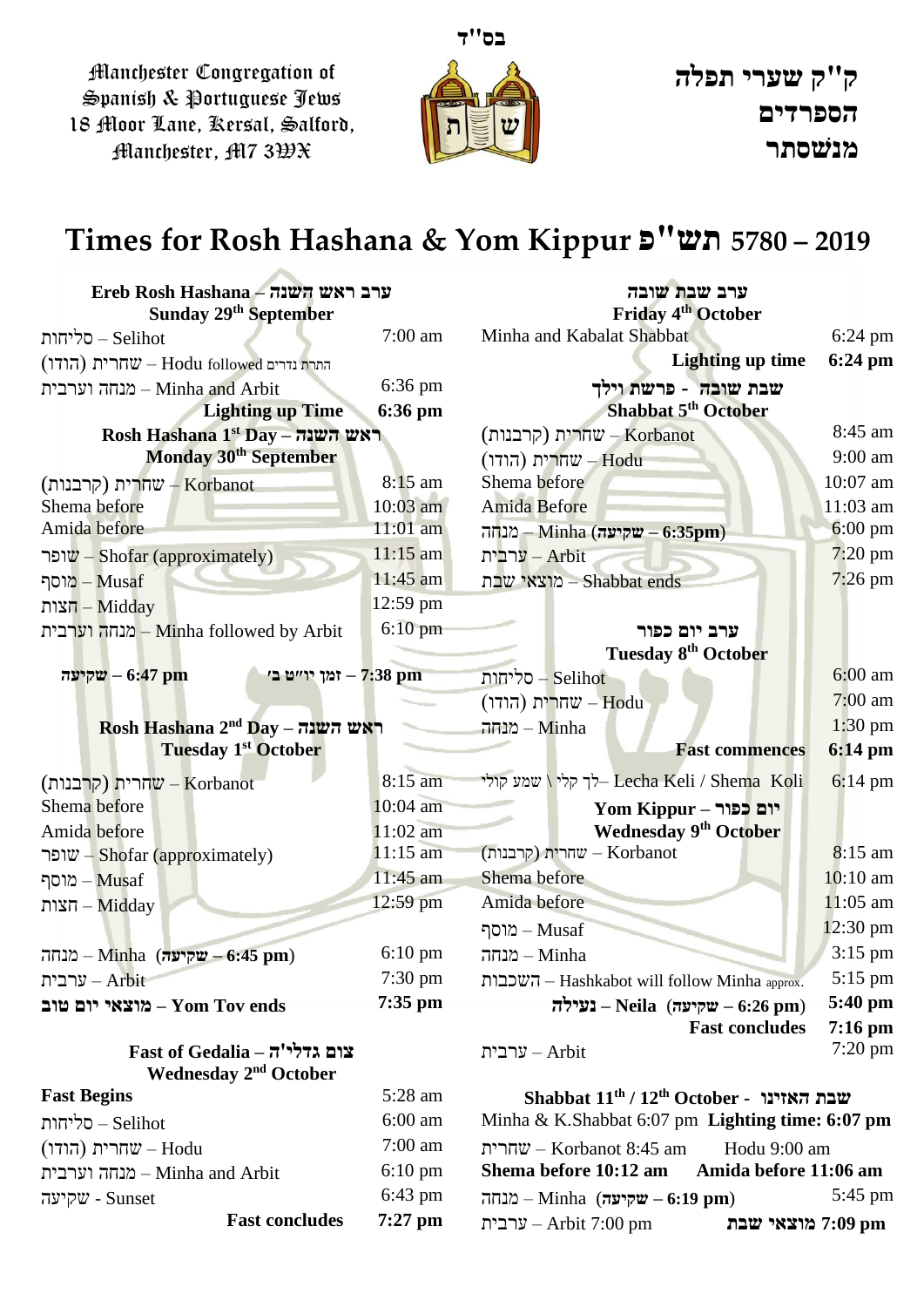בס"ד

Manchester Congregation of Spanish & Portuguese Jews
18 Moor Lane, Kersal, Salford, Manchester, M7 3WX

ק"ק שערי תפלה הספרדים מנשסתר

# Times for Rosh Hashana & Yom Kippur תש"פ 5780 – 2019

### Ereb Rosh Hashana – ערב ראש השנה
**Sunday 29th September**

| | |
|---|---|
| סליחות – Selihot | 7:00 am |
| שחרית (הודו) – Hodu followed התרת נדרים | |
| מנחה וערבית – Minha and Arbit | 6:36 pm |
| **Lighting up Time** | **6:36 pm** |

### Rosh Hashana 1st Day – ראש השנה
**Monday 30th September**

| | |
|---|---|
| שחרית (קרבנות) – Korbanot | 8:15 am |
| Shema before | 10:03 am |
| Amida before | 11:01 am |
| שופר – Shofar (approximately) | 11:15 am |
| מוסף – Musaf | 11:45 am |
| חצות – Midday | 12:59 pm |
| מנחה וערבית – Minha followed by Arbit | 6:10 pm |

**שקיעה – 6:47 pm** — **7:38 pm – זמן יו"ט ב'**

### Rosh Hashana 2nd Day – ראש השנה
**Tuesday 1st October**

| | |
|---|---|
| שחרית (קרבנות) – Korbanot | 8:15 am |
| Shema before | 10:04 am |
| Amida before | 11:02 am |
| שופר – Shofar (approximately) | 11:15 am |
| מוסף – Musaf | 11:45 am |
| חצות – Midday | 12:59 pm |
| מנחה – Minha (**שקיעה – 6:45 pm**) | 6:10 pm |
| ערבית – Arbit | 7:30 pm |
| **מוצאי יום טוב – Yom Tov ends** | **7:35 pm** |

### Fast of Gedalia – צום גדלי'ה
**Wednesday 2nd October**

| | |
|---|---|
| **Fast Begins** | 5:28 am |
| סליחות – Selihot | 6:00 am |
| שחרית (הודו) – Hodu | 7:00 am |
| מנחה וערבית – Minha and Arbit | 6:10 pm |
| שקיעה - Sunset | 6:43 pm |
| **Fast concludes** | **7:27 pm** |

### ערב שבת שובה
**Friday 4th October**

| | |
|---|---|
| Minha and Kabalat Shabbat | 6:24 pm |
| **Lighting up time** | **6:24 pm** |

### שבת שובה - פרשת וילך
**Shabbat 5th October**

| | |
|---|---|
| שחרית (קרבנות) – Korbanot | 8:45 am |
| שחרית (הודו) – Hodu | 9:00 am |
| Shema before | 10:07 am |
| Amida Before | 11:03 am |
| מנחה – Minha (**שקיעה – 6:35pm**) | 6:00 pm |
| ערבית – Arbit | 7:20 pm |
| מוצאי שבת – Shabbat ends | 7:26 pm |

### ערב יום כפור
**Tuesday 8th October**

| | |
|---|---|
| סליחות – Selihot | 6:00 am |
| שחרית (הודו) – Hodu | 7:00 am |
| מנחה – Minha | 1:30 pm |
| **Fast commences** | **6:14 pm** |
| לך קלי \ שמע קולי – Lecha Keli / Shema Koli | 6:14 pm |

### Yom Kippur – יום כפור
**Wednesday 9th October**

| | |
|---|---|
| שחרית (קרבנות) – Korbanot | 8:15 am |
| Shema before | 10:10 am |
| Amida before | 11:05 am |
| מוסף – Musaf | 12:30 pm |
| מנחה – Minha | 3:15 pm |
| השכבות – Hashkabot will follow Minha approx. | 5:15 pm |
| **נעילה – Neila** (**שקיעה – 6:26 pm**) | **5:40 pm** |
| **Fast concludes** | **7:16 pm** |
| ערבית – Arbit | 7:20 pm |

### Shabbat 11th / 12th October - שבת האזינו

Minha & K.Shabbat 6:07 pm **Lighting time: 6:07 pm**

שחרית – Korbanot 8:45 am Hodu 9:00 am

**Shema before 10:12 am Amida before 11:06 am**

מנחה – Minha (**שקיעה – 6:19 pm**) 5:45 pm

ערבית – Arbit 7:00 pm **7:09 pm מוצאי שבת**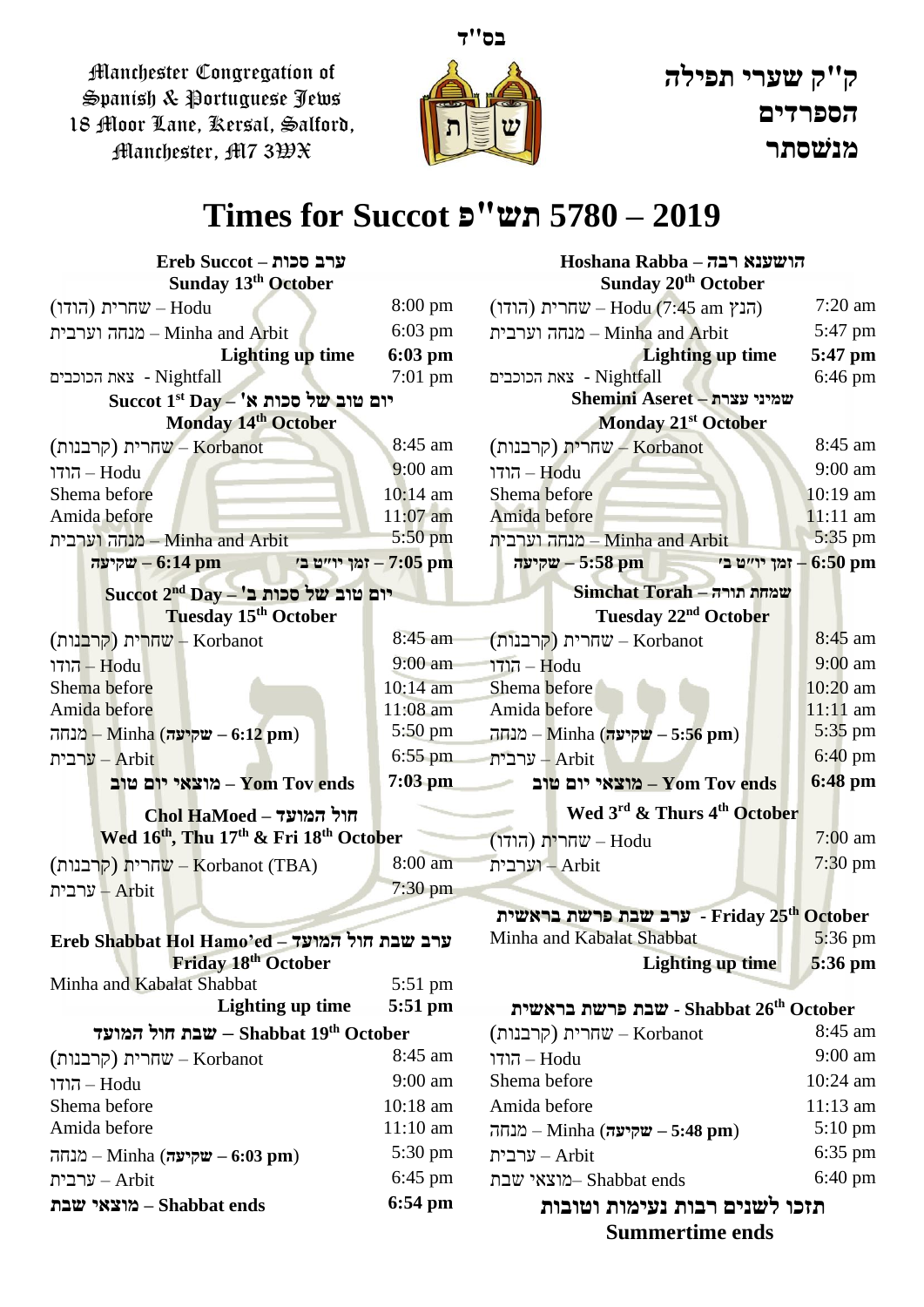בס"ד

Manchester Congregation of Spanish & Portuguese Jews
18 Moor Lane, Kersal, Salford, Manchester, M7 3WX

ק"ק שערי תפילה הספרדים מנשסתר

# Times for Succot תש"פ 5780 – 2019

### Ereb Succot – ערב סכות
**Sunday 13th October**

| | |
|---|---|
| שחרית (הודו) – Hodu | 8:00 pm |
| מנחה וערבית – Minha and Arbit | 6:03 pm |
| **Lighting up time** | **6:03 pm** |
| צאת הכוכבים - Nightfall | 7:01 pm |

### Succot 1st Day – יום טוב של סכות א'
**Monday 14th October**

| | |
|---|---|
| שחרית (קרבנות) – Korbanot | 8:45 am |
| הודו – Hodu | 9:00 am |
| Shema before | 10:14 am |
| Amida before | 11:07 am |
| מנחה וערבית – Minha and Arbit | 5:50 pm |
| **שקיעה – 6:14 pm** | **7:05 pm – זמן יו"ט ב'** |

### Succot 2nd Day – יום טוב של סכות ב'
**Tuesday 15th October**

| | |
|---|---|
| שחרית (קרבנות) – Korbanot | 8:45 am |
| הודו – Hodu | 9:00 am |
| Shema before | 10:14 am |
| Amida before | 11:08 am |
| מנחה – Minha (**שקיעה – 6:12 pm**) | 5:50 pm |
| ערבית – Arbit | 6:55 pm |
| **מוצאי יום טוב – Yom Tov ends** | **7:03 pm** |

### Chol HaMoed – חול המועד
**Wed 16th, Thu 17th & Fri 18th October**

| | |
|---|---|
| שחרית (קרבנות) – Korbanot (TBA) | 8:00 am |
| ערבית – Arbit | 7:30 pm |

### Ereb Shabbat Hol Hamo'ed – ערב שבת חול המועד
**Friday 18th October**

| | |
|---|---|
| Minha and Kabalat Shabbat | 5:51 pm |
| **Lighting up time** | **5:51 pm** |

### שבת חול המועד – Shabbat 19th October

| | |
|---|---|
| שחרית (קרבנות) – Korbanot | 8:45 am |
| הודו – Hodu | 9:00 am |
| Shema before | 10:18 am |
| Amida before | 11:10 am |
| מנחה – Minha (**שקיעה – 6:03 pm**) | 5:30 pm |
| ערבית – Arbit | 6:45 pm |
| **מוצאי שבת – Shabbat ends** | **6:54 pm** |

### Hoshana Rabba – הושענא רבה
**Sunday 20th October**

| | |
|---|---|
| שחרית (הודו) – Hodu (הנץ 7:45 am) | 7:20 am |
| מנחה וערבית – Minha and Arbit | 5:47 pm |
| **Lighting up time** | **5:47 pm** |
| צאת הכוכבים - Nightfall | 6:46 pm |

### Shemini Aseret – שמיני עצרת
**Monday 21st October**

| | |
|---|---|
| שחרית (קרבנות) – Korbanot | 8:45 am |
| הודו – Hodu | 9:00 am |
| Shema before | 10:19 am |
| Amida before | 11:11 am |
| מנחה וערבית – Minha and Arbit | 5:35 pm |
| **שקיעה – 5:58 pm** | **6:50 pm – זמן יו"ט ב'** |

### Simchat Torah – שמחת תורה
**Tuesday 22nd October**

| | |
|---|---|
| שחרית (קרבנות) – Korbanot | 8:45 am |
| הודו – Hodu | 9:00 am |
| Shema before | 10:20 am |
| Amida before | 11:11 am |
| מנחה – Minha (**שקיעה – 5:56 pm**) | 5:35 pm |
| ערבית – Arbit | 6:40 pm |
| **מוצאי יום טוב – Yom Tov ends** | **6:48 pm** |

### Wed 3rd & Thurs 4th October

| | |
|---|---|
| שחרית (הודו) – Hodu | 7:00 am |
| וערבית – Arbit | 7:30 pm |

### ערב שבת פרשת בראשית - Friday 25th October

| | |
|---|---|
| Minha and Kabalat Shabbat | 5:36 pm |
| **Lighting up time** | **5:36 pm** |

### שבת פרשת בראשית - Shabbat 26th October

| | |
|---|---|
| שחרית (קרבנות) – Korbanot | 8:45 am |
| הודו – Hodu | 9:00 am |
| Shema before | 10:24 am |
| Amida before | 11:13 am |
| מנחה – Minha (**שקיעה – 5:48 pm**) | 5:10 pm |
| ערבית – Arbit | 6:35 pm |
| מוצאי שבת– Shabbat ends | 6:40 pm |

**תזכו לשנים רבות נעימות וטובות**

**Summertime ends**